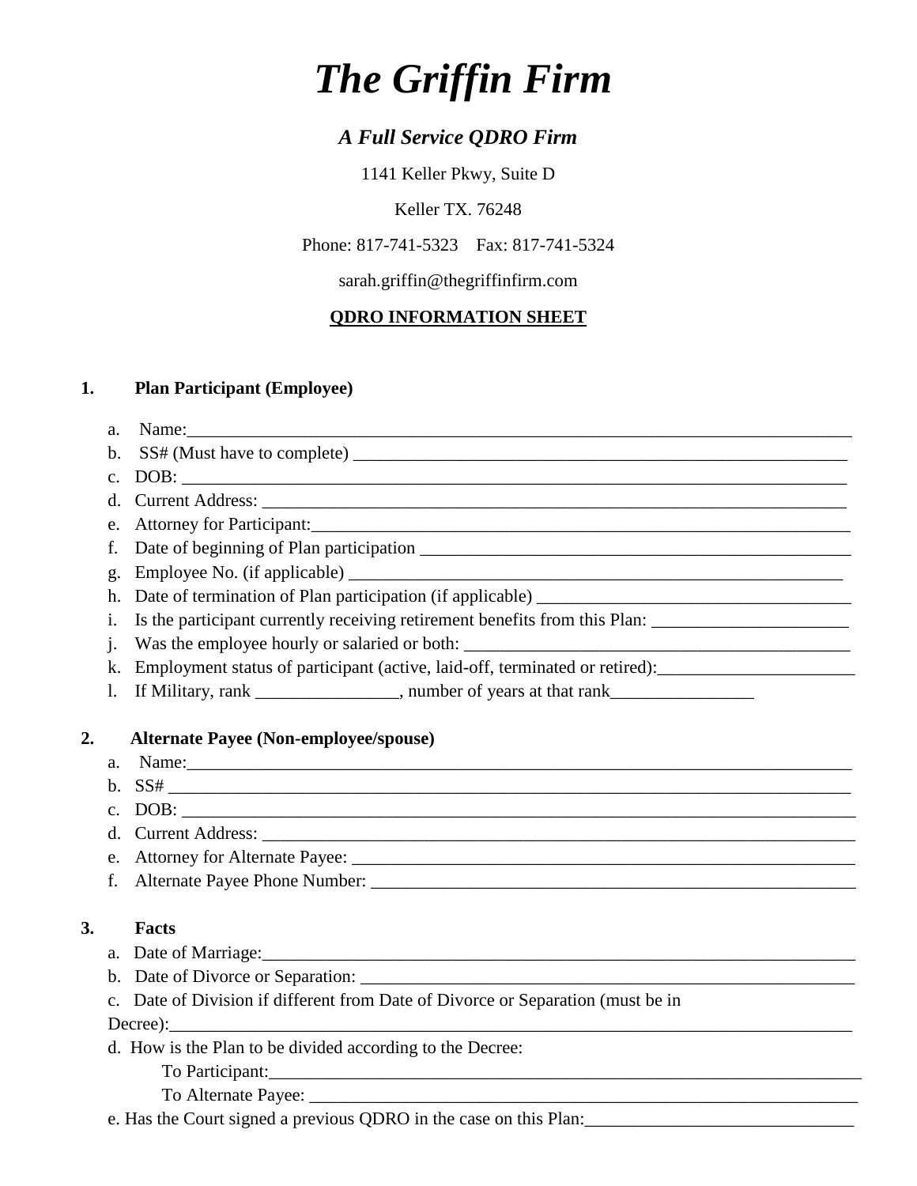# *The Griffin Firm*

## *A Full Service QDRO Firm*

1141 Keller Pkwy, Suite D

Keller TX. 76248

Phone: 817-741-5323 Fax: 817-741-5324

sarah.griffin@thegriffinfirm.com

**QDRO INFORMATION SHEET**

**1. Plan Participant (Employee)**

a. Name:_______________________________________________________________________________
b. SS# (Must have to complete) _____________________________________________________________
c. DOB: _______________________________________________________________________________
d. Current Address: ______________________________________________________________________
e. Attorney for Participant:_________________________________________________________________
f. Date of beginning of Plan participation ______________________________________________________
g. Employee No. (if applicable) _____________________________________________________________
h. Date of termination of Plan participation (if applicable) _________________________________________
i. Is the participant currently receiving retirement benefits from this Plan: ______________________
j. Was the employee hourly or salaried or both: _________________________________________________
k. Employment status of participant (active, laid-off, terminated or retired):______________________
l. If Military, rank ________________, number of years at that rank________________

**2. Alternate Payee (Non-employee/spouse)**

a. Name:_______________________________________________________________________________
b. SS# _________________________________________________________________________________
c. DOB: _______________________________________________________________________________
d. Current Address: ______________________________________________________________________
e. Attorney for Alternate Payee: ____________________________________________________________
f. Alternate Payee Phone Number: __________________________________________________________

**3. Facts**

a. Date of Marriage:______________________________________________________________________
b. Date of Divorce or Separation: ___________________________________________________________
c. Date of Division if different from Date of Divorce or Separation (must be in Decree):___________________________________________________________________________________
d. How is the Plan to be divided according to the Decree:
   To Participant:___________________________________________________________________
   To Alternate Payee: _______________________________________________________________
e. Has the Court signed a previous QDRO in the case on this Plan:______________________________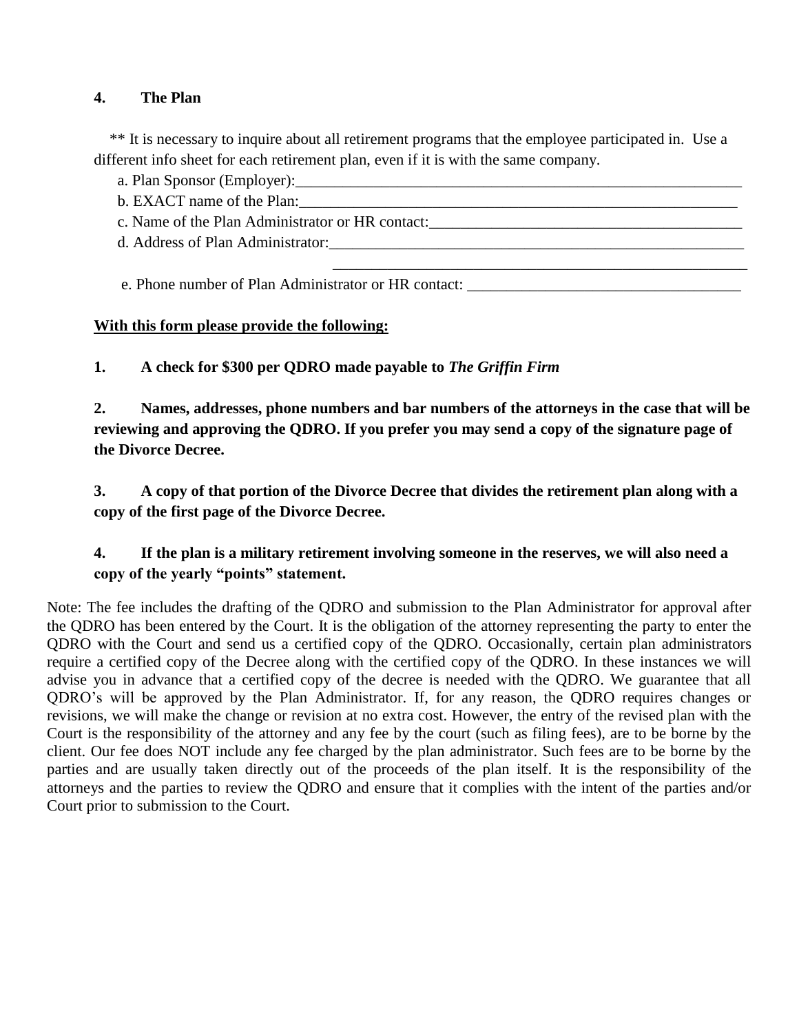**4. The Plan**

** It is necessary to inquire about all retirement programs that the employee participated in. Use a different info sheet for each retirement plan, even if it is with the same company.

a. Plan Sponsor (Employer):_______________________________________________________________

b. EXACT name of the Plan:_______________________________________________________________

c. Name of the Plan Administrator or HR contact:________________________________________

d. Address of Plan Administrator:__________________________________________________________

_______________________________________________________________

e. Phone number of Plan Administrator or HR contact: ___________________________________

**With this form please provide the following:**

**1. A check for $300 per QDRO made payable to *The Griffin Firm***

**2. Names, addresses, phone numbers and bar numbers of the attorneys in the case that will be reviewing and approving the QDRO. If you prefer you may send a copy of the signature page of the Divorce Decree.**

**3. A copy of that portion of the Divorce Decree that divides the retirement plan along with a copy of the first page of the Divorce Decree.**

**4. If the plan is a military retirement involving someone in the reserves, we will also need a copy of the yearly "points" statement.**

Note: The fee includes the drafting of the QDRO and submission to the Plan Administrator for approval after the QDRO has been entered by the Court. It is the obligation of the attorney representing the party to enter the QDRO with the Court and send us a certified copy of the QDRO. Occasionally, certain plan administrators require a certified copy of the Decree along with the certified copy of the QDRO. In these instances we will advise you in advance that a certified copy of the decree is needed with the QDRO. We guarantee that all QDRO's will be approved by the Plan Administrator. If, for any reason, the QDRO requires changes or revisions, we will make the change or revision at no extra cost. However, the entry of the revised plan with the Court is the responsibility of the attorney and any fee by the court (such as filing fees), are to be borne by the client. Our fee does NOT include any fee charged by the plan administrator. Such fees are to be borne by the parties and are usually taken directly out of the proceeds of the plan itself. It is the responsibility of the attorneys and the parties to review the QDRO and ensure that it complies with the intent of the parties and/or Court prior to submission to the Court.